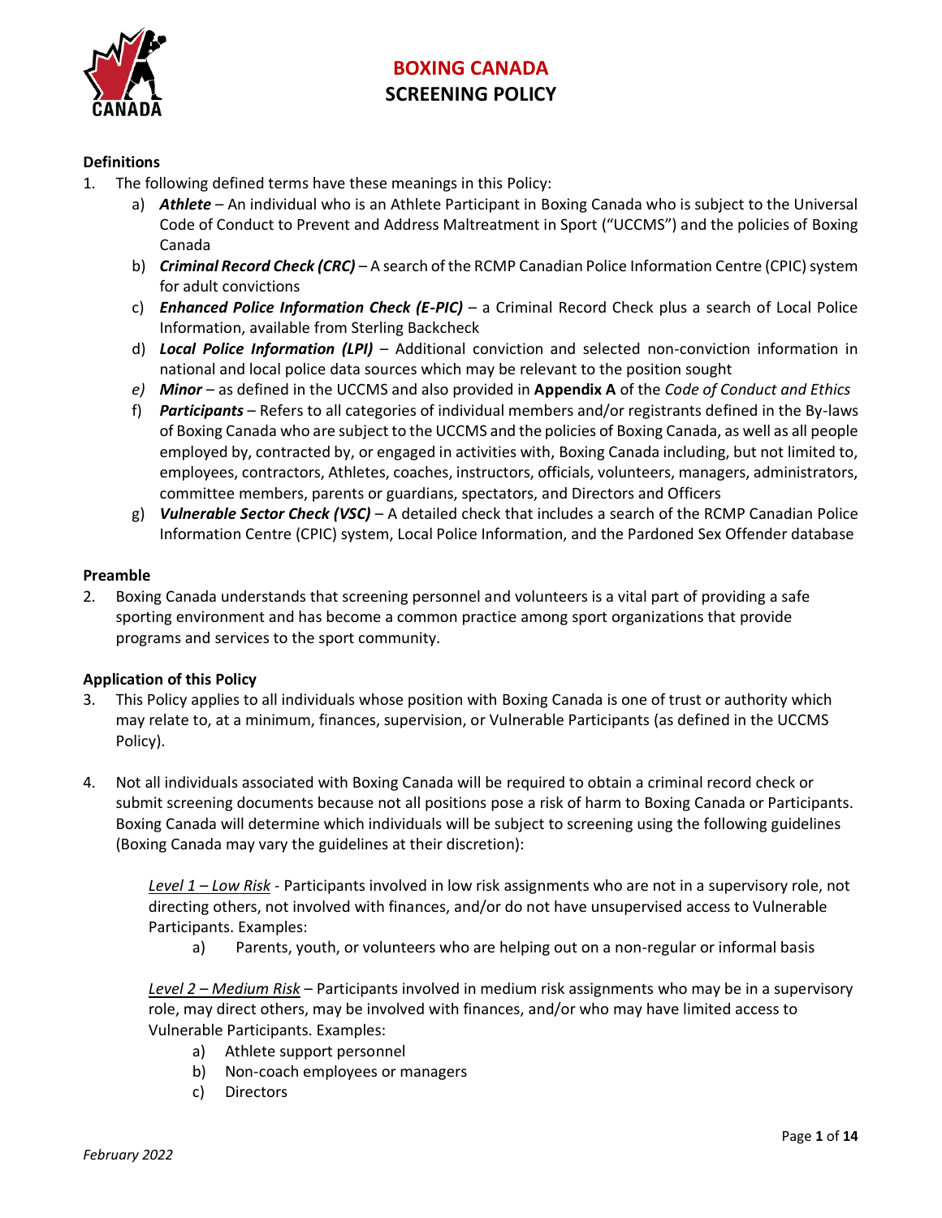# BOXING CANADA
## SCREENING POLICY

**Definitions**

1. The following defined terms have these meanings in this Policy:
   a) ***Athlete*** – An individual who is an Athlete Participant in Boxing Canada who is subject to the Universal Code of Conduct to Prevent and Address Maltreatment in Sport ("UCCMS") and the policies of Boxing Canada
   b) ***Criminal Record Check (CRC)*** – A search of the RCMP Canadian Police Information Centre (CPIC) system for adult convictions
   c) ***Enhanced Police Information Check (E-PIC)*** – a Criminal Record Check plus a search of Local Police Information, available from Sterling Backcheck
   d) ***Local Police Information (LPI)*** – Additional conviction and selected non-conviction information in national and local police data sources which may be relevant to the position sought
   e) ***Minor*** – as defined in the UCCMS and also provided in **Appendix A** of the *Code of Conduct and Ethics*
   f) ***Participants*** – Refers to all categories of individual members and/or registrants defined in the By-laws of Boxing Canada who are subject to the UCCMS and the policies of Boxing Canada, as well as all people employed by, contracted by, or engaged in activities with, Boxing Canada including, but not limited to, employees, contractors, Athletes, coaches, instructors, officials, volunteers, managers, administrators, committee members, parents or guardians, spectators, and Directors and Officers
   g) ***Vulnerable Sector Check (VSC)*** – A detailed check that includes a search of the RCMP Canadian Police Information Centre (CPIC) system, Local Police Information, and the Pardoned Sex Offender database

**Preamble**

2. Boxing Canada understands that screening personnel and volunteers is a vital part of providing a safe sporting environment and has become a common practice among sport organizations that provide programs and services to the sport community.

**Application of this Policy**

3. This Policy applies to all individuals whose position with Boxing Canada is one of trust or authority which may relate to, at a minimum, finances, supervision, or Vulnerable Participants (as defined in the UCCMS Policy).

4. Not all individuals associated with Boxing Canada will be required to obtain a criminal record check or submit screening documents because not all positions pose a risk of harm to Boxing Canada or Participants. Boxing Canada will determine which individuals will be subject to screening using the following guidelines (Boxing Canada may vary the guidelines at their discretion):

   *Level 1 – Low Risk* - Participants involved in low risk assignments who are not in a supervisory role, not directing others, not involved with finances, and/or do not have unsupervised access to Vulnerable Participants. Examples:
   a) Parents, youth, or volunteers who are helping out on a non-regular or informal basis

   *Level 2 – Medium Risk* – Participants involved in medium risk assignments who may be in a supervisory role, may direct others, may be involved with finances, and/or who may have limited access to Vulnerable Participants. Examples:
   a) Athlete support personnel
   b) Non-coach employees or managers
   c) Directors

*February 2022*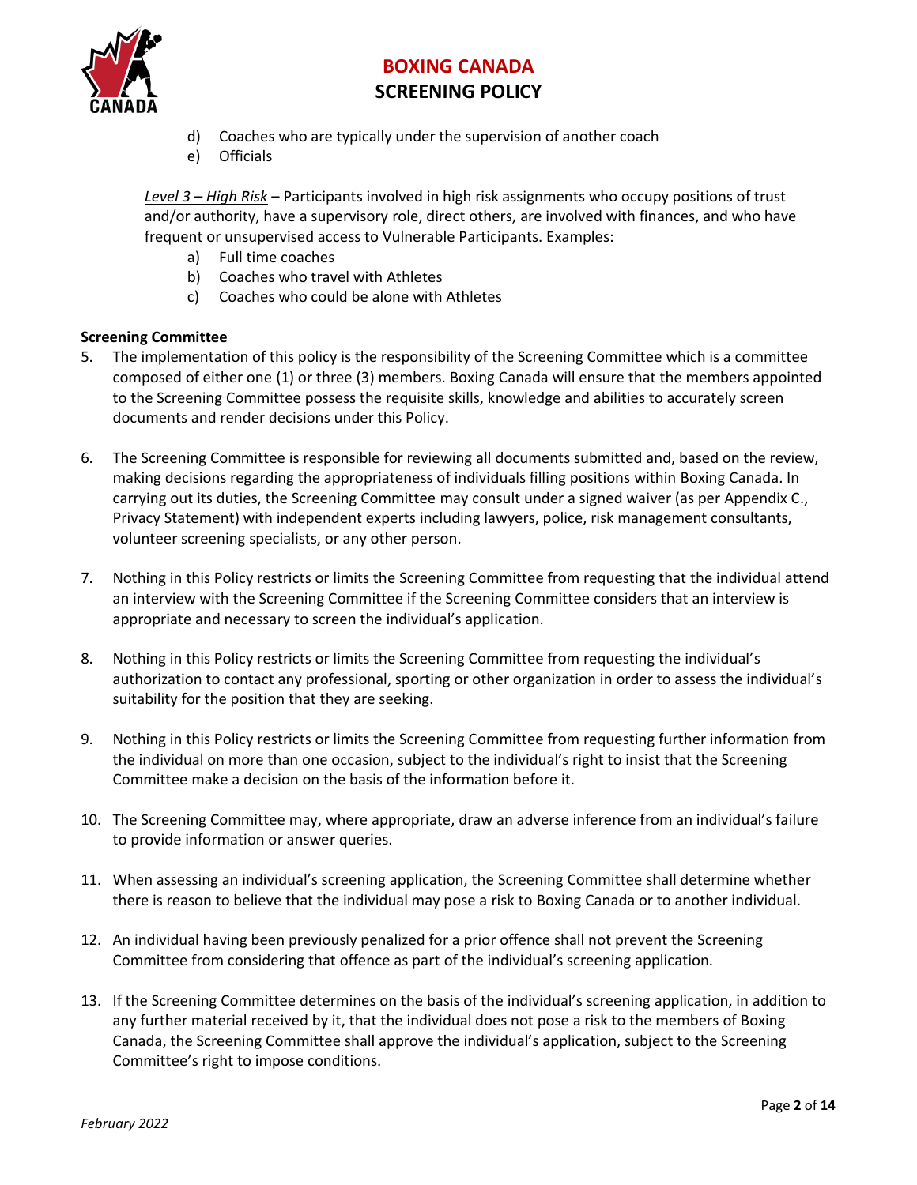d) Coaches who are typically under the supervision of another coach
e) Officials

*Level 3 – High Risk* – Participants involved in high risk assignments who occupy positions of trust and/or authority, have a supervisory role, direct others, are involved with finances, and who have frequent or unsupervised access to Vulnerable Participants. Examples:

a) Full time coaches
b) Coaches who travel with Athletes
c) Coaches who could be alone with Athletes

**Screening Committee**

5. The implementation of this policy is the responsibility of the Screening Committee which is a committee composed of either one (1) or three (3) members. Boxing Canada will ensure that the members appointed to the Screening Committee possess the requisite skills, knowledge and abilities to accurately screen documents and render decisions under this Policy.

6. The Screening Committee is responsible for reviewing all documents submitted and, based on the review, making decisions regarding the appropriateness of individuals filling positions within Boxing Canada. In carrying out its duties, the Screening Committee may consult under a signed waiver (as per Appendix C., Privacy Statement) with independent experts including lawyers, police, risk management consultants, volunteer screening specialists, or any other person.

7. Nothing in this Policy restricts or limits the Screening Committee from requesting that the individual attend an interview with the Screening Committee if the Screening Committee considers that an interview is appropriate and necessary to screen the individual's application.

8. Nothing in this Policy restricts or limits the Screening Committee from requesting the individual's authorization to contact any professional, sporting or other organization in order to assess the individual's suitability for the position that they are seeking.

9. Nothing in this Policy restricts or limits the Screening Committee from requesting further information from the individual on more than one occasion, subject to the individual's right to insist that the Screening Committee make a decision on the basis of the information before it.

10. The Screening Committee may, where appropriate, draw an adverse inference from an individual's failure to provide information or answer queries.

11. When assessing an individual's screening application, the Screening Committee shall determine whether there is reason to believe that the individual may pose a risk to Boxing Canada or to another individual.

12. An individual having been previously penalized for a prior offence shall not prevent the Screening Committee from considering that offence as part of the individual's screening application.

13. If the Screening Committee determines on the basis of the individual's screening application, in addition to any further material received by it, that the individual does not pose a risk to the members of Boxing Canada, the Screening Committee shall approve the individual's application, subject to the Screening Committee's right to impose conditions.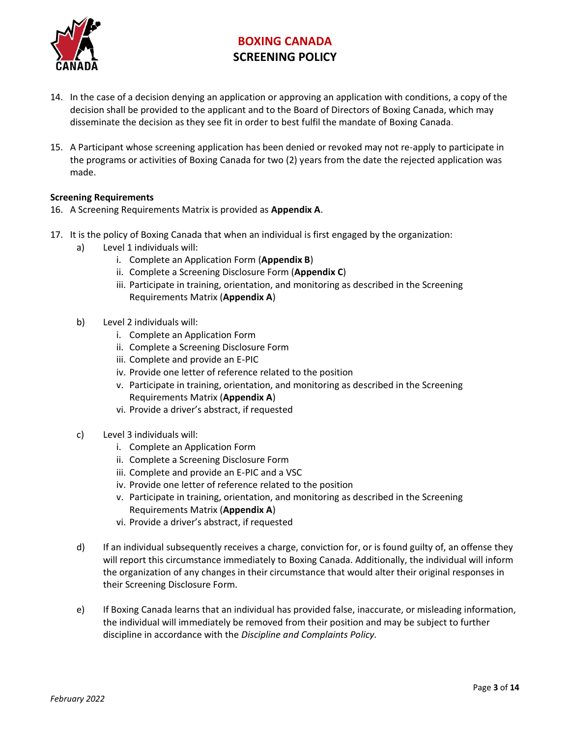14. In the case of a decision denying an application or approving an application with conditions, a copy of the decision shall be provided to the applicant and to the Board of Directors of Boxing Canada, which may disseminate the decision as they see fit in order to best fulfil the mandate of Boxing Canada.

15. A Participant whose screening application has been denied or revoked may not re-apply to participate in the programs or activities of Boxing Canada for two (2) years from the date the rejected application was made.

**Screening Requirements**

16. A Screening Requirements Matrix is provided as **Appendix A**.

17. It is the policy of Boxing Canada that when an individual is first engaged by the organization:
    a) Level 1 individuals will:
        i. Complete an Application Form (**Appendix B**)
        ii. Complete a Screening Disclosure Form (**Appendix C**)
        iii. Participate in training, orientation, and monitoring as described in the Screening Requirements Matrix (**Appendix A**)

    b) Level 2 individuals will:
        i. Complete an Application Form
        ii. Complete a Screening Disclosure Form
        iii. Complete and provide an E-PIC
        iv. Provide one letter of reference related to the position
        v. Participate in training, orientation, and monitoring as described in the Screening Requirements Matrix (**Appendix A**)
        vi. Provide a driver's abstract, if requested

    c) Level 3 individuals will:
        i. Complete an Application Form
        ii. Complete a Screening Disclosure Form
        iii. Complete and provide an E-PIC and a VSC
        iv. Provide one letter of reference related to the position
        v. Participate in training, orientation, and monitoring as described in the Screening Requirements Matrix (**Appendix A**)
        vi. Provide a driver's abstract, if requested

    d) If an individual subsequently receives a charge, conviction for, or is found guilty of, an offense they will report this circumstance immediately to Boxing Canada. Additionally, the individual will inform the organization of any changes in their circumstance that would alter their original responses in their Screening Disclosure Form.

    e) If Boxing Canada learns that an individual has provided false, inaccurate, or misleading information, the individual will immediately be removed from their position and may be subject to further discipline in accordance with the *Discipline and Complaints Policy.*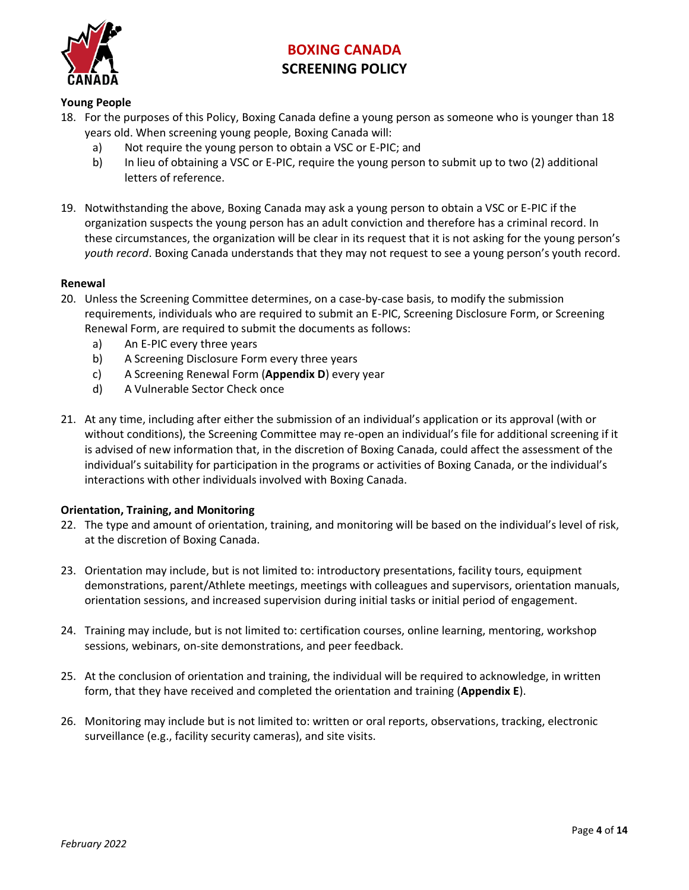**Young People**

18. For the purposes of this Policy, Boxing Canada define a young person as someone who is younger than 18 years old. When screening young people, Boxing Canada will:
    a) Not require the young person to obtain a VSC or E-PIC; and
    b) In lieu of obtaining a VSC or E-PIC, require the young person to submit up to two (2) additional letters of reference.

19. Notwithstanding the above, Boxing Canada may ask a young person to obtain a VSC or E-PIC if the organization suspects the young person has an adult conviction and therefore has a criminal record. In these circumstances, the organization will be clear in its request that it is not asking for the young person's *youth record*. Boxing Canada understands that they may not request to see a young person's youth record.

**Renewal**

20. Unless the Screening Committee determines, on a case-by-case basis, to modify the submission requirements, individuals who are required to submit an E-PIC, Screening Disclosure Form, or Screening Renewal Form, are required to submit the documents as follows:
    a) An E-PIC every three years
    b) A Screening Disclosure Form every three years
    c) A Screening Renewal Form (**Appendix D**) every year
    d) A Vulnerable Sector Check once

21. At any time, including after either the submission of an individual's application or its approval (with or without conditions), the Screening Committee may re-open an individual's file for additional screening if it is advised of new information that, in the discretion of Boxing Canada, could affect the assessment of the individual's suitability for participation in the programs or activities of Boxing Canada, or the individual's interactions with other individuals involved with Boxing Canada.

**Orientation, Training, and Monitoring**

22. The type and amount of orientation, training, and monitoring will be based on the individual's level of risk, at the discretion of Boxing Canada.

23. Orientation may include, but is not limited to: introductory presentations, facility tours, equipment demonstrations, parent/Athlete meetings, meetings with colleagues and supervisors, orientation manuals, orientation sessions, and increased supervision during initial tasks or initial period of engagement.

24. Training may include, but is not limited to: certification courses, online learning, mentoring, workshop sessions, webinars, on-site demonstrations, and peer feedback.

25. At the conclusion of orientation and training, the individual will be required to acknowledge, in written form, that they have received and completed the orientation and training (**Appendix E**).

26. Monitoring may include but is not limited to: written or oral reports, observations, tracking, electronic surveillance (e.g., facility security cameras), and site visits.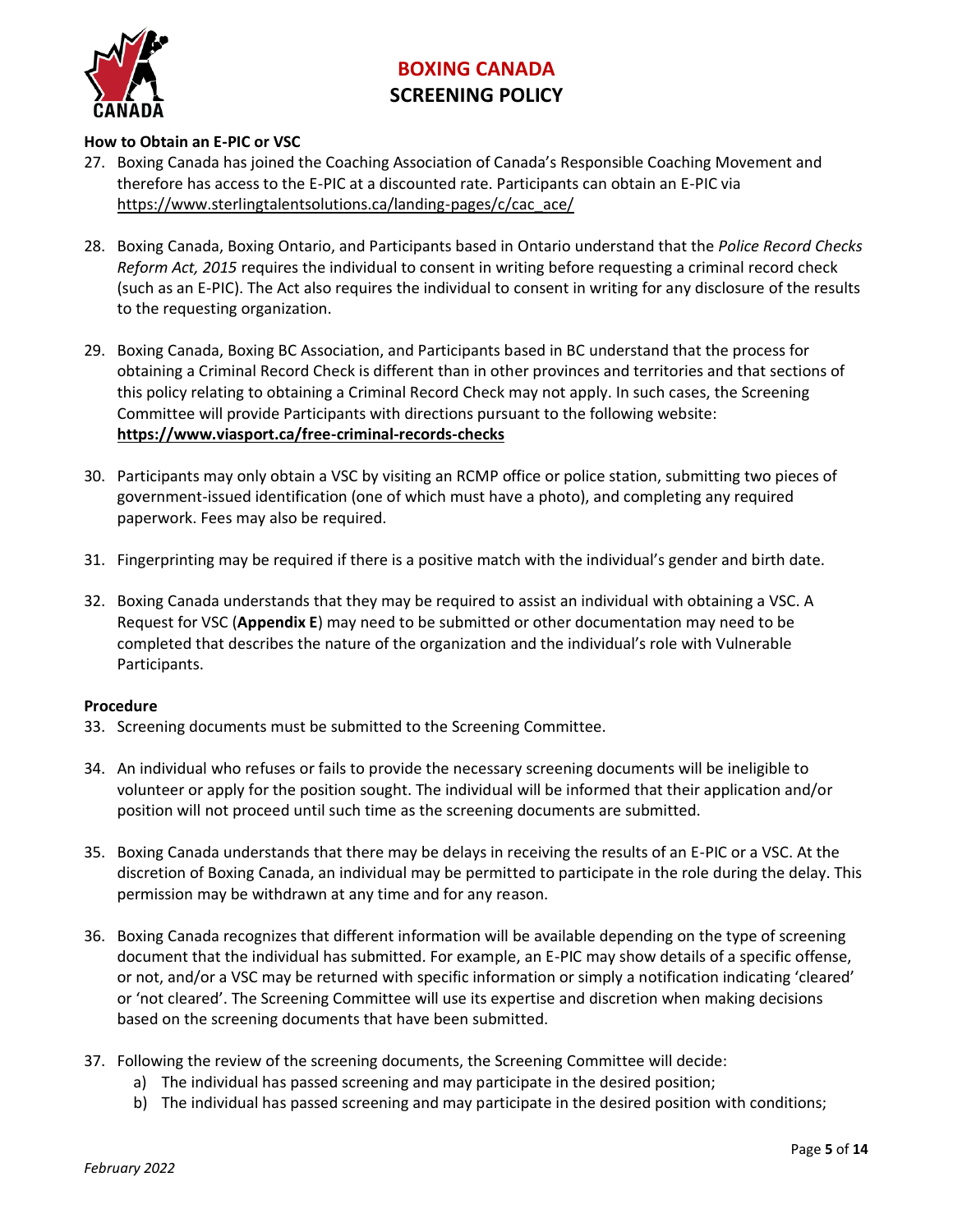**How to Obtain an E-PIC or VSC**

27. Boxing Canada has joined the Coaching Association of Canada's Responsible Coaching Movement and therefore has access to the E-PIC at a discounted rate. Participants can obtain an E-PIC via https://www.sterlingtalentsolutions.ca/landing-pages/c/cac_ace/

28. Boxing Canada, Boxing Ontario, and Participants based in Ontario understand that the *Police Record Checks Reform Act, 2015* requires the individual to consent in writing before requesting a criminal record check (such as an E-PIC). The Act also requires the individual to consent in writing for any disclosure of the results to the requesting organization.

29. Boxing Canada, Boxing BC Association, and Participants based in BC understand that the process for obtaining a Criminal Record Check is different than in other provinces and territories and that sections of this policy relating to obtaining a Criminal Record Check may not apply. In such cases, the Screening Committee will provide Participants with directions pursuant to the following website: **https://www.viasport.ca/free-criminal-records-checks**

30. Participants may only obtain a VSC by visiting an RCMP office or police station, submitting two pieces of government-issued identification (one of which must have a photo), and completing any required paperwork. Fees may also be required.

31. Fingerprinting may be required if there is a positive match with the individual's gender and birth date.

32. Boxing Canada understands that they may be required to assist an individual with obtaining a VSC. A Request for VSC (**Appendix E**) may need to be submitted or other documentation may need to be completed that describes the nature of the organization and the individual's role with Vulnerable Participants.

**Procedure**

33. Screening documents must be submitted to the Screening Committee.

34. An individual who refuses or fails to provide the necessary screening documents will be ineligible to volunteer or apply for the position sought. The individual will be informed that their application and/or position will not proceed until such time as the screening documents are submitted.

35. Boxing Canada understands that there may be delays in receiving the results of an E-PIC or a VSC. At the discretion of Boxing Canada, an individual may be permitted to participate in the role during the delay. This permission may be withdrawn at any time and for any reason.

36. Boxing Canada recognizes that different information will be available depending on the type of screening document that the individual has submitted. For example, an E-PIC may show details of a specific offense, or not, and/or a VSC may be returned with specific information or simply a notification indicating 'cleared' or 'not cleared'. The Screening Committee will use its expertise and discretion when making decisions based on the screening documents that have been submitted.

37. Following the review of the screening documents, the Screening Committee will decide:
    a) The individual has passed screening and may participate in the desired position;
    b) The individual has passed screening and may participate in the desired position with conditions;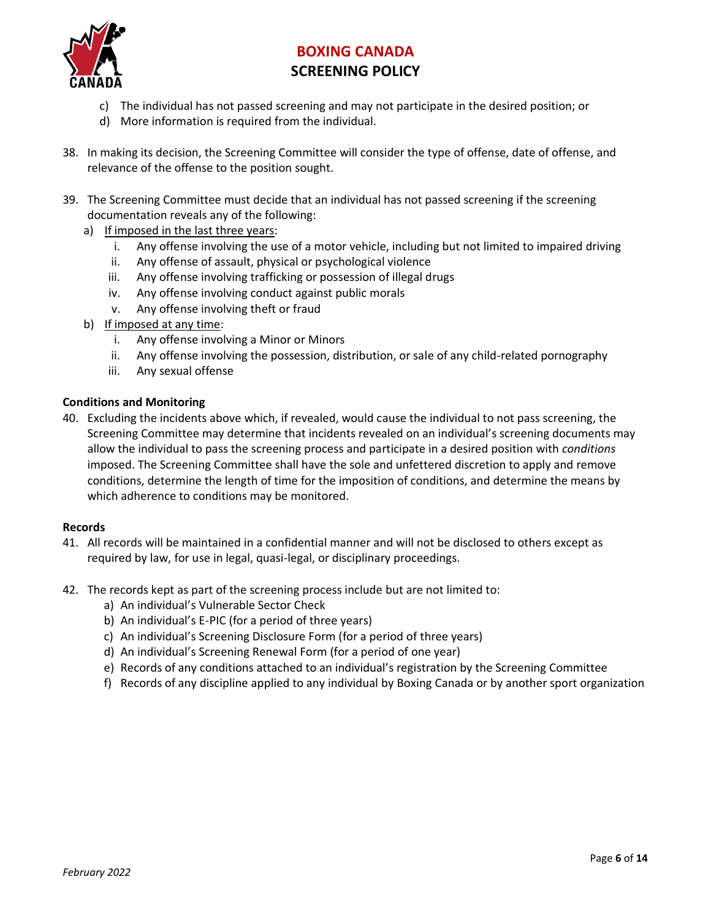c) The individual has not passed screening and may not participate in the desired position; or
d) More information is required from the individual.

38. In making its decision, the Screening Committee will consider the type of offense, date of offense, and relevance of the offense to the position sought.

39. The Screening Committee must decide that an individual has not passed screening if the screening documentation reveals any of the following:
    a) <u>If imposed in the last three years</u>:
        i. Any offense involving the use of a motor vehicle, including but not limited to impaired driving
        ii. Any offense of assault, physical or psychological violence
        iii. Any offense involving trafficking or possession of illegal drugs
        iv. Any offense involving conduct against public morals
        v. Any offense involving theft or fraud
    b) <u>If imposed at any time</u>:
        i. Any offense involving a Minor or Minors
        ii. Any offense involving the possession, distribution, or sale of any child-related pornography
        iii. Any sexual offense

**Conditions and Monitoring**

40. Excluding the incidents above which, if revealed, would cause the individual to not pass screening, the Screening Committee may determine that incidents revealed on an individual's screening documents may allow the individual to pass the screening process and participate in a desired position with *conditions* imposed. The Screening Committee shall have the sole and unfettered discretion to apply and remove conditions, determine the length of time for the imposition of conditions, and determine the means by which adherence to conditions may be monitored.

**Records**

41. All records will be maintained in a confidential manner and will not be disclosed to others except as required by law, for use in legal, quasi-legal, or disciplinary proceedings.

42. The records kept as part of the screening process include but are not limited to:
    a) An individual's Vulnerable Sector Check
    b) An individual's E-PIC (for a period of three years)
    c) An individual's Screening Disclosure Form (for a period of three years)
    d) An individual's Screening Renewal Form (for a period of one year)
    e) Records of any conditions attached to an individual's registration by the Screening Committee
    f) Records of any discipline applied to any individual by Boxing Canada or by another sport organization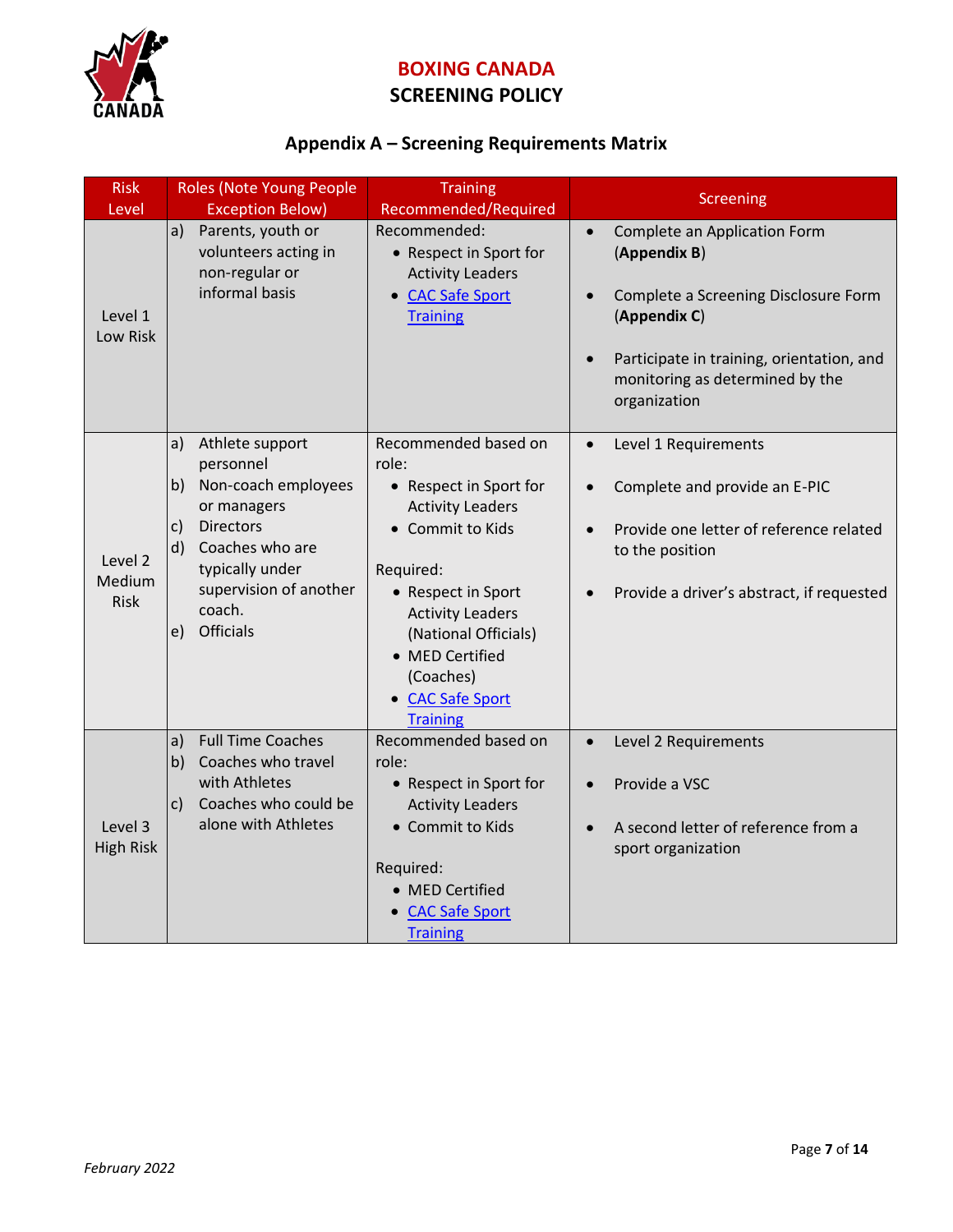## Appendix A – Screening Requirements Matrix

| Risk Level | Roles (Note Young People Exception Below) | Training Recommended/Required | Screening |
|---|---|---|---|
| Level 1 Low Risk | a) Parents, youth or volunteers acting in non-regular or informal basis | Recommended:<br>• Respect in Sport for Activity Leaders<br>• CAC Safe Sport Training | • Complete an Application Form (**Appendix B**)<br>• Complete a Screening Disclosure Form (**Appendix C**)<br>• Participate in training, orientation, and monitoring as determined by the organization |
| Level 2 Medium Risk | a) Athlete support personnel<br>b) Non-coach employees or managers<br>c) Directors<br>d) Coaches who are typically under supervision of another coach.<br>e) Officials | Recommended based on role:<br>• Respect in Sport for Activity Leaders<br>• Commit to Kids<br><br>Required:<br>• Respect in Sport Activity Leaders (National Officials)<br>• MED Certified (Coaches)<br>• CAC Safe Sport Training | • Level 1 Requirements<br>• Complete and provide an E-PIC<br>• Provide one letter of reference related to the position<br>• Provide a driver's abstract, if requested |
| Level 3 High Risk | a) Full Time Coaches<br>b) Coaches who travel with Athletes<br>c) Coaches who could be alone with Athletes | Recommended based on role:<br>• Respect in Sport for Activity Leaders<br>• Commit to Kids<br><br>Required:<br>• MED Certified<br>• CAC Safe Sport Training | • Level 2 Requirements<br>• Provide a VSC<br>• A second letter of reference from a sport organization |

*February 2022*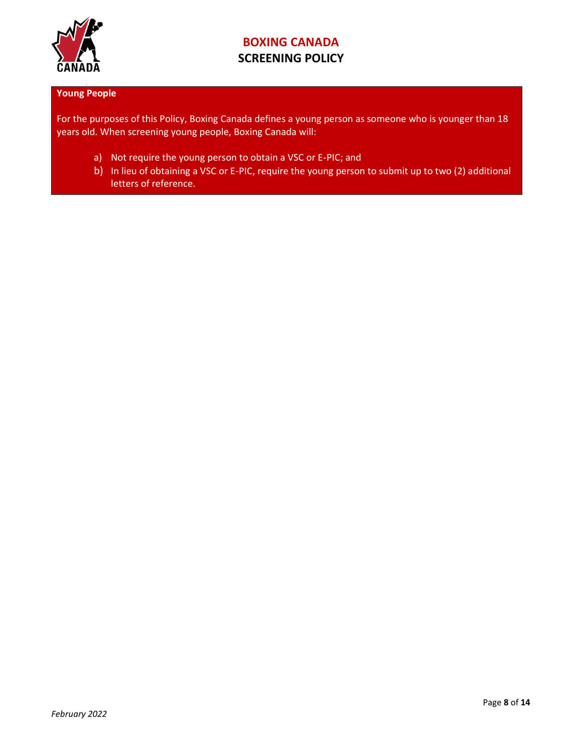**Young People**

For the purposes of this Policy, Boxing Canada defines a young person as someone who is younger than 18 years old. When screening young people, Boxing Canada will:

a) Not require the young person to obtain a VSC or E-PIC; and
b) In lieu of obtaining a VSC or E-PIC, require the young person to submit up to two (2) additional letters of reference.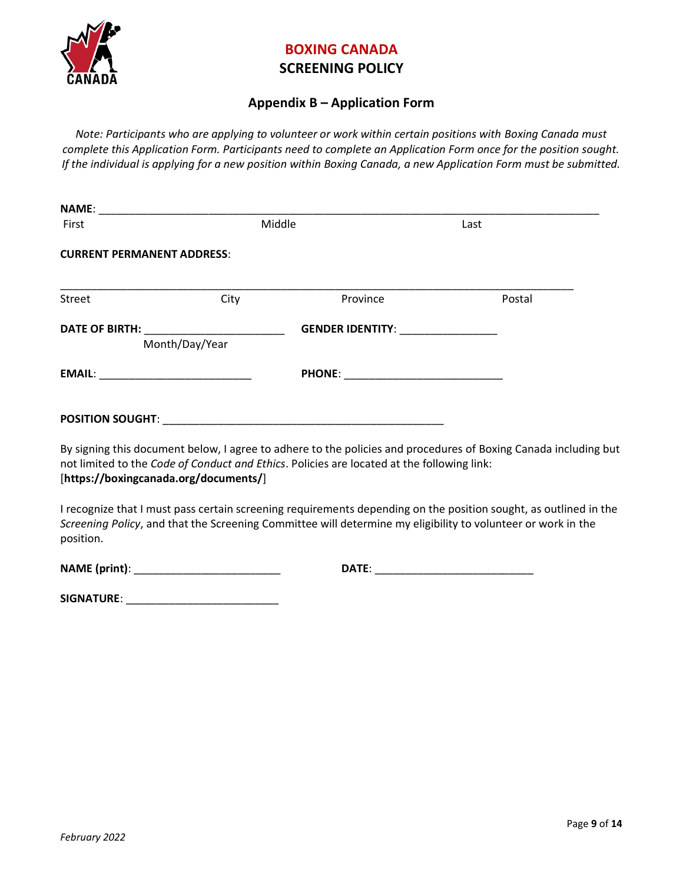**BOXING CANADA**

**SCREENING POLICY**

## Appendix B – Application Form

*Note: Participants who are applying to volunteer or work within certain positions with Boxing Canada must complete this Application Form. Participants need to complete an Application Form once for the position sought. If the individual is applying for a new position within Boxing Canada, a new Application Form must be submitted.*

**NAME**: ______________________________________________________________________________

First Middle Last

**CURRENT PERMANENT ADDRESS**:

______________________________________________________________________________

Street City Province Postal

**DATE OF BIRTH:** ______________________ **GENDER IDENTITY**: ________________

Month/Day/Year

**EMAIL**: _________________________ **PHONE**: __________________________

**POSITION SOUGHT**: _______________________________________________

By signing this document below, I agree to adhere to the policies and procedures of Boxing Canada including but not limited to the *Code of Conduct and Ethics*. Policies are located at the following link: [**https://boxingcanada.org/documents/**]

I recognize that I must pass certain screening requirements depending on the position sought, as outlined in the *Screening Policy*, and that the Screening Committee will determine my eligibility to volunteer or work in the position.

**NAME (print)**: ________________________ **DATE**: __________________________

**SIGNATURE**: _________________________

*February 2022*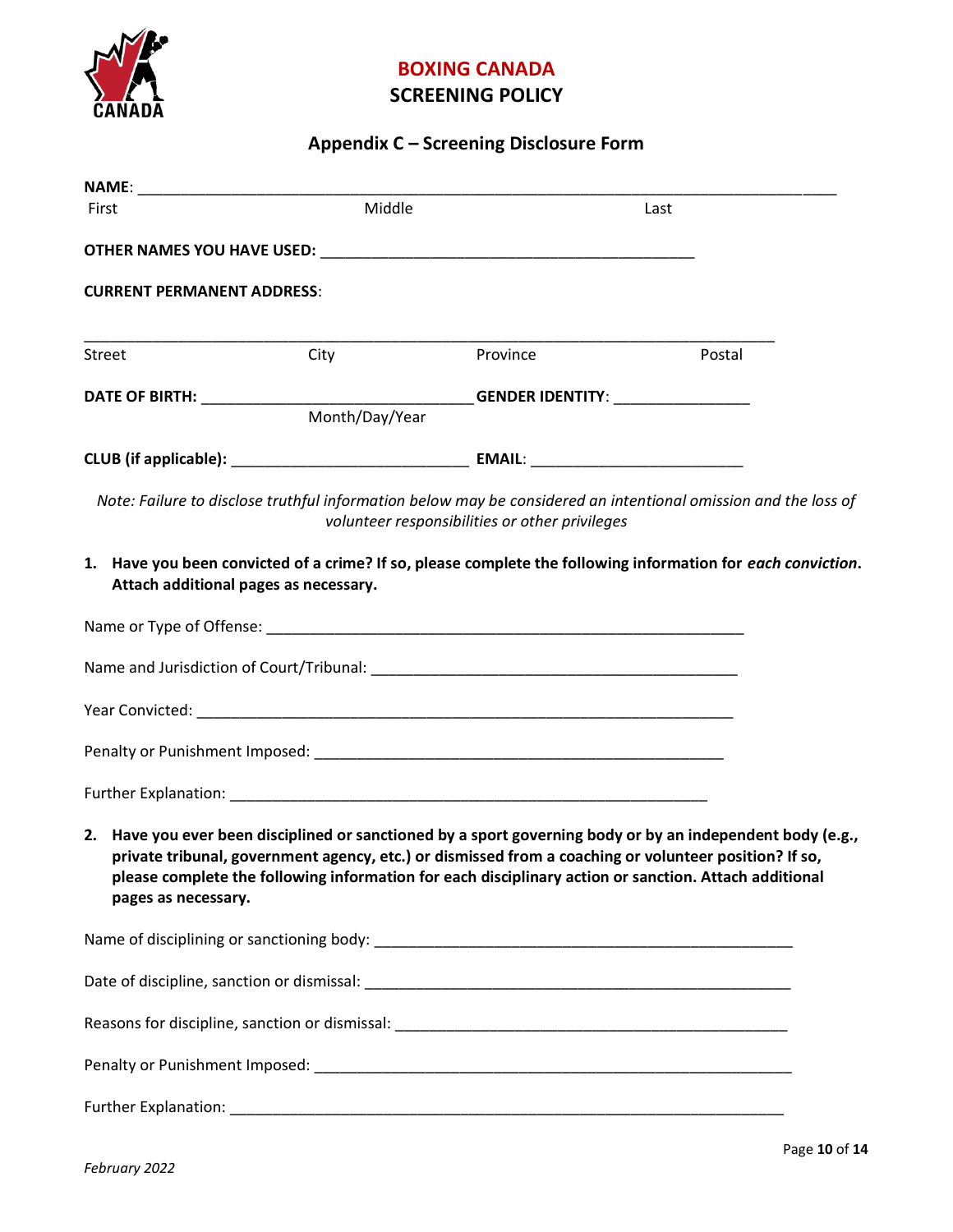**BOXING CANADA**
**SCREENING POLICY**

## Appendix C – Screening Disclosure Form

**NAME**: ______________________________________________________________________________

First Middle Last

**OTHER NAMES YOU HAVE USED:** ____________________________________________

**CURRENT PERMANENT ADDRESS**:

__________________________________________________________________________________

Street City Province Postal

**DATE OF BIRTH:** ________________________________ **GENDER IDENTITY**: ________________

Month/Day/Year

**CLUB (if applicable):** ____________________________ **EMAIL**: _________________________

*Note: Failure to disclose truthful information below may be considered an intentional omission and the loss of volunteer responsibilities or other privileges*

1. **Have you been convicted of a crime? If so, please complete the following information for *each conviction*. Attach additional pages as necessary.**

Name or Type of Offense: _________________________________________________________

Name and Jurisdiction of Court/Tribunal: ___________________________________________

Year Convicted: _______________________________________________________________

Penalty or Punishment Imposed: __________________________________________________

Further Explanation: ____________________________________________________________

2. **Have you ever been disciplined or sanctioned by a sport governing body or by an independent body (e.g., private tribunal, government agency, etc.) or dismissed from a coaching or volunteer position? If so, please complete the following information for each disciplinary action or sanction. Attach additional pages as necessary.**

Name of disciplining or sanctioning body: ___________________________________________

Date of discipline, sanction or dismissal: ___________________________________________

Reasons for discipline, sanction or dismissal: ________________________________________

Penalty or Punishment Imposed: __________________________________________________

Further Explanation: ____________________________________________________________

*February 2022*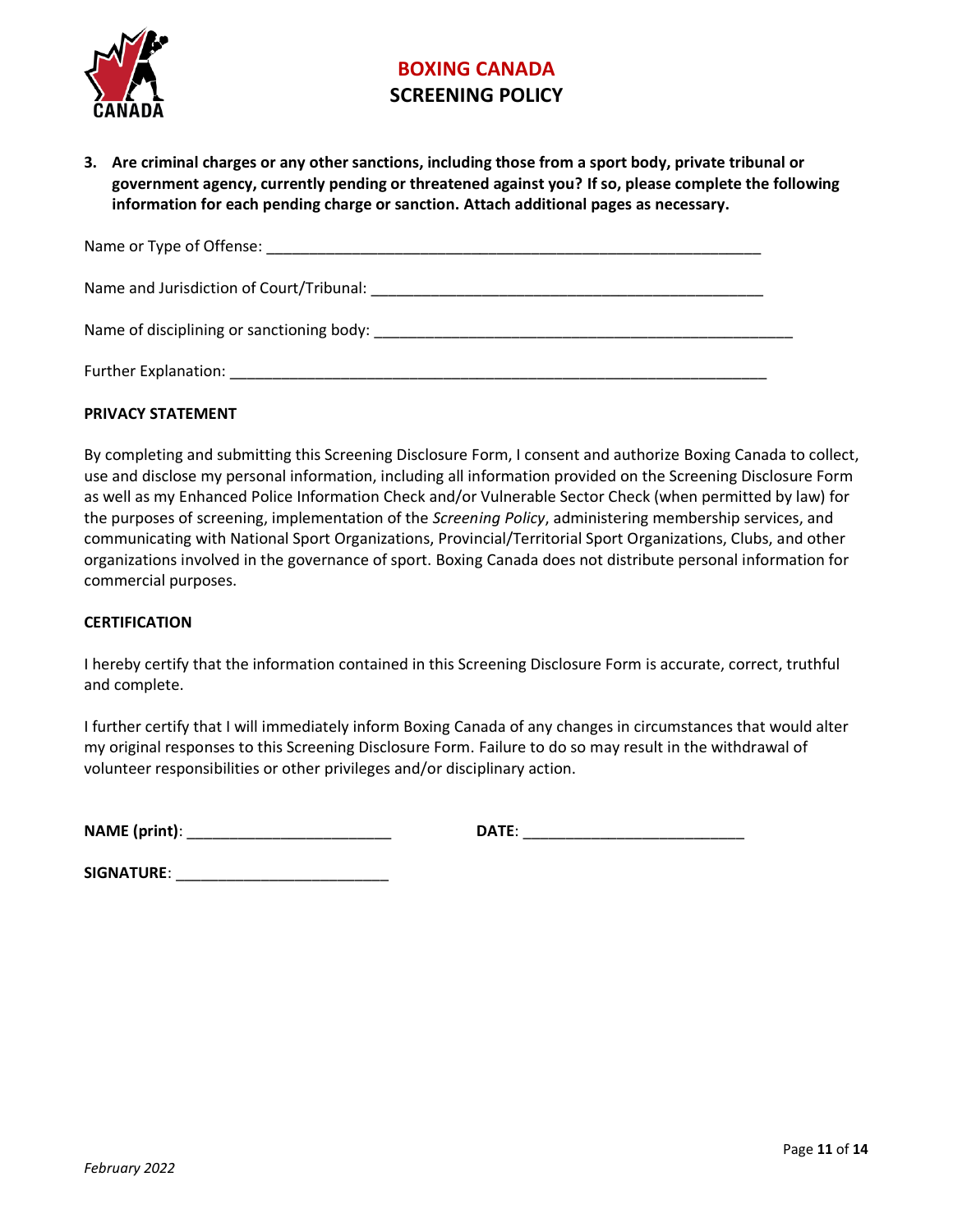3. **Are criminal charges or any other sanctions, including those from a sport body, private tribunal or government agency, currently pending or threatened against you? If so, please complete the following information for each pending charge or sanction. Attach additional pages as necessary.**

Name or Type of Offense: ____________________________________________________________

Name and Jurisdiction of Court/Tribunal: ________________________________________________

Name of disciplining or sanctioning body: ____________________________________________________

Further Explanation: __________________________________________________________________

**PRIVACY STATEMENT**

By completing and submitting this Screening Disclosure Form, I consent and authorize Boxing Canada to collect, use and disclose my personal information, including all information provided on the Screening Disclosure Form as well as my Enhanced Police Information Check and/or Vulnerable Sector Check (when permitted by law) for the purposes of screening, implementation of the *Screening Policy*, administering membership services, and communicating with National Sport Organizations, Provincial/Territorial Sport Organizations, Clubs, and other organizations involved in the governance of sport. Boxing Canada does not distribute personal information for commercial purposes.

**CERTIFICATION**

I hereby certify that the information contained in this Screening Disclosure Form is accurate, correct, truthful and complete.

I further certify that I will immediately inform Boxing Canada of any changes in circumstances that would alter my original responses to this Screening Disclosure Form. Failure to do so may result in the withdrawal of volunteer responsibilities or other privileges and/or disciplinary action.

**NAME (print)**: ________________________ **DATE**: __________________________

**SIGNATURE**: _________________________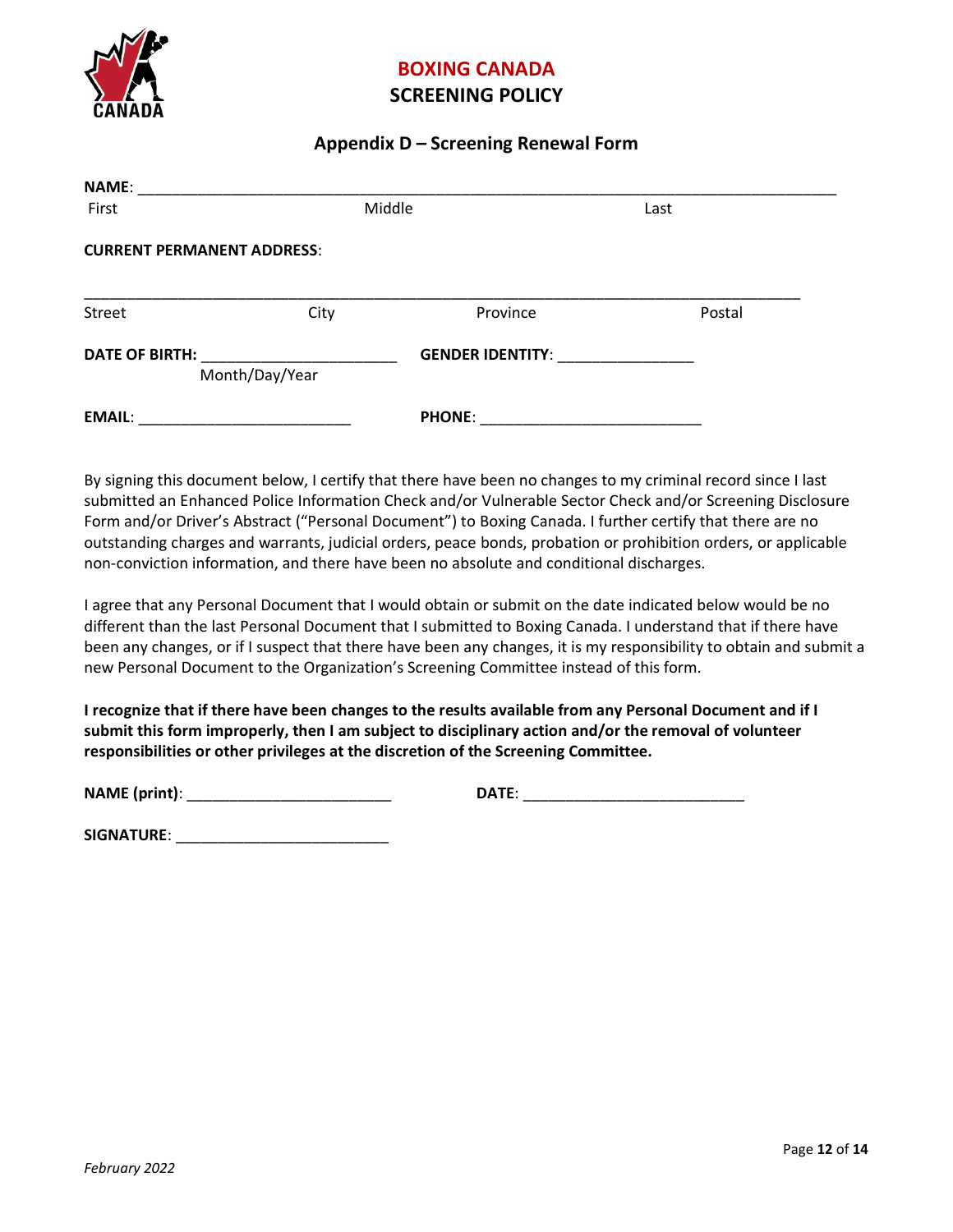**BOXING CANADA**

**SCREENING POLICY**

## Appendix D – Screening Renewal Form

**NAME**: ________________________________________________________________________________

First Middle Last

**CURRENT PERMANENT ADDRESS**:

_______________________________________________________________________________

Street City Province Postal

**DATE OF BIRTH:** ______________________ **GENDER IDENTITY**: _______________

Month/Day/Year

**EMAIL**: ________________________ **PHONE**: _________________________

By signing this document below, I certify that there have been no changes to my criminal record since I last submitted an Enhanced Police Information Check and/or Vulnerable Sector Check and/or Screening Disclosure Form and/or Driver's Abstract ("Personal Document") to Boxing Canada. I further certify that there are no outstanding charges and warrants, judicial orders, peace bonds, probation or prohibition orders, or applicable non-conviction information, and there have been no absolute and conditional discharges.

I agree that any Personal Document that I would obtain or submit on the date indicated below would be no different than the last Personal Document that I submitted to Boxing Canada. I understand that if there have been any changes, or if I suspect that there have been any changes, it is my responsibility to obtain and submit a new Personal Document to the Organization's Screening Committee instead of this form.

**I recognize that if there have been changes to the results available from any Personal Document and if I submit this form improperly, then I am subject to disciplinary action and/or the removal of volunteer responsibilities or other privileges at the discretion of the Screening Committee.**

**NAME (print)**: _______________________ **DATE**: _________________________

**SIGNATURE**: ________________________

*February 2022*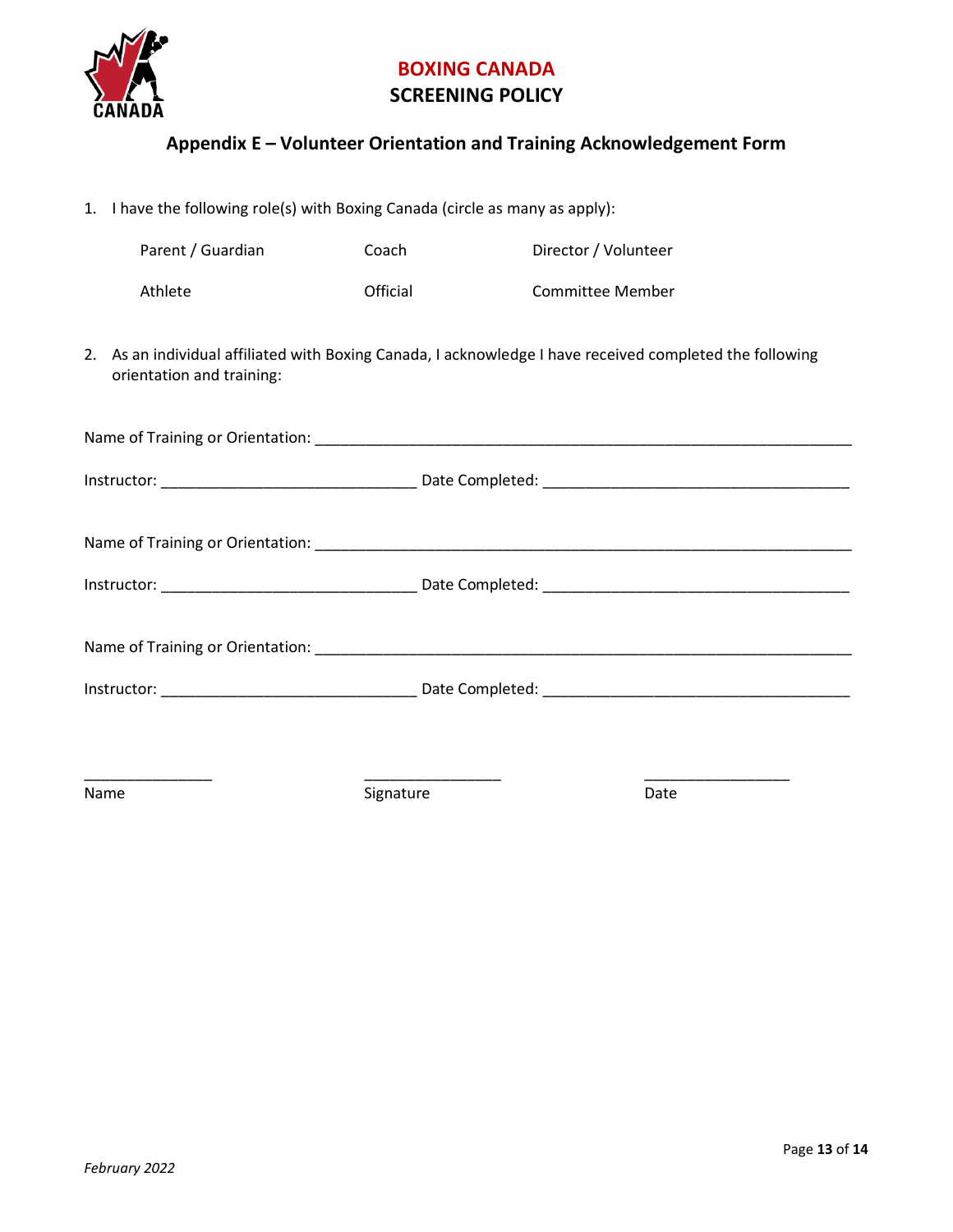# BOXING CANADA
## SCREENING POLICY

### Appendix E – Volunteer Orientation and Training Acknowledgement Form

1. I have the following role(s) with Boxing Canada (circle as many as apply):

| | | |
|---|---|---|
| Parent / Guardian | Coach | Director / Volunteer |
| Athlete | Official | Committee Member |

2. As an individual affiliated with Boxing Canada, I acknowledge I have received completed the following orientation and training:

Name of Training or Orientation: ____________________________________________________________

Instructor: ______________________________ Date Completed: ___________________________________

Name of Training or Orientation: ____________________________________________________________

Instructor: ______________________________ Date Completed: ___________________________________

Name of Training or Orientation: ____________________________________________________________

Instructor: ______________________________ Date Completed: ___________________________________

| _______________ | ________________ | _________________ |
|---|---|---|
| Name | Signature | Date |

*February 2022*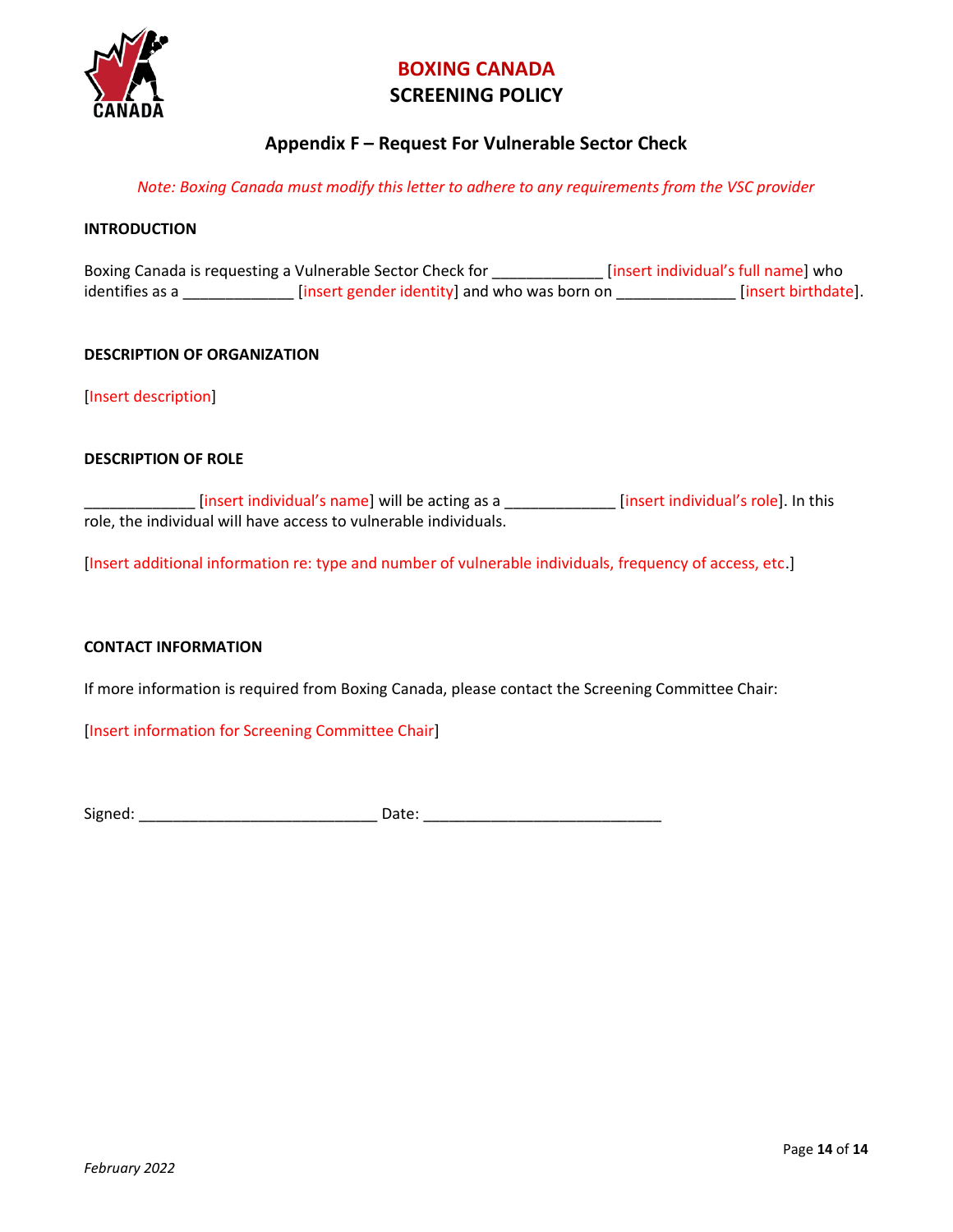# BOXING CANADA
## SCREENING POLICY

### Appendix F – Request For Vulnerable Sector Check

*Note: Boxing Canada must modify this letter to adhere to any requirements from the VSC provider*

**INTRODUCTION**

Boxing Canada is requesting a Vulnerable Sector Check for _____________ [insert individual's full name] who identifies as a _____________ [insert gender identity] and who was born on ______________ [insert birthdate].

**DESCRIPTION OF ORGANIZATION**

[Insert description]

**DESCRIPTION OF ROLE**

_____________ [insert individual's name] will be acting as a _____________ [insert individual's role]. In this role, the individual will have access to vulnerable individuals.

[Insert additional information re: type and number of vulnerable individuals, frequency of access, etc.]

**CONTACT INFORMATION**

If more information is required from Boxing Canada, please contact the Screening Committee Chair:

[Insert information for Screening Committee Chair]

Signed: ____________________________ Date: ____________________________

*February 2022*